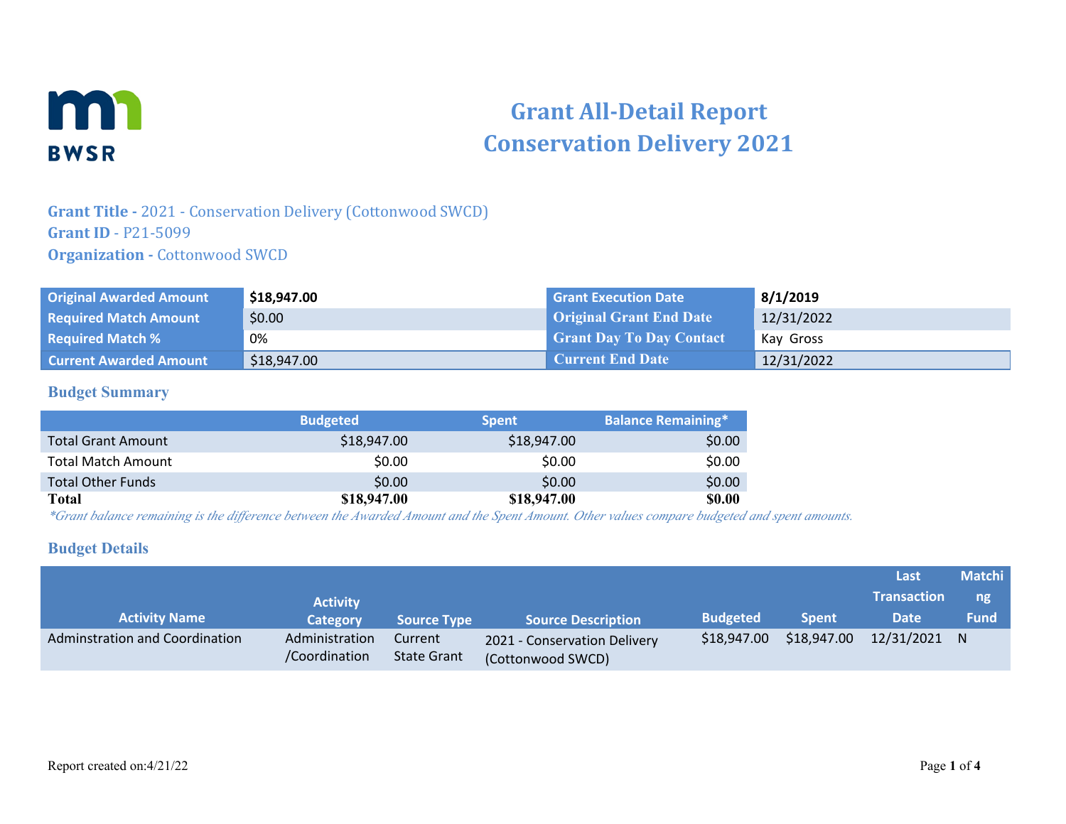# Grant All-Detail Report
# Conservation Delivery 2021

**Grant Title -** 2021 - Conservation Delivery (Cottonwood SWCD)
**Grant ID** - P21-5099
**Organization -** Cottonwood SWCD

| | | | |
|---|---|---|---|
| **Original Awarded Amount** | **$18,947.00** | **Grant Execution Date** | **8/1/2019** |
| **Required Match Amount** | $0.00 | **Original Grant End Date** | 12/31/2022 |
| **Required Match %** | 0% | **Grant Day To Day Contact** | Kay Gross |
| **Current Awarded Amount** | $18,947.00 | **Current End Date** | 12/31/2022 |

## Budget Summary

| | Budgeted | Spent | Balance Remaining* |
|---|---|---|---|
| Total Grant Amount | $18,947.00 | $18,947.00 | $0.00 |
| Total Match Amount | $0.00 | $0.00 | $0.00 |
| Total Other Funds | $0.00 | $0.00 | $0.00 |
| **Total** | **$18,947.00** | **$18,947.00** | **$0.00** |

*\*Grant balance remaining is the difference between the Awarded Amount and the Spent Amount. Other values compare budgeted and spent amounts.*

## Budget Details

| Activity Name | Activity Category | Source Type | Source Description | Budgeted | Spent | Last Transaction Date | Matching Fund |
|---|---|---|---|---|---|---|---|
| Adminstration and Coordination | Administration /Coordination | Current State Grant | 2021 - Conservation Delivery (Cottonwood SWCD) | $18,947.00 | $18,947.00 | 12/31/2021 | N |

Report created on:4/21/22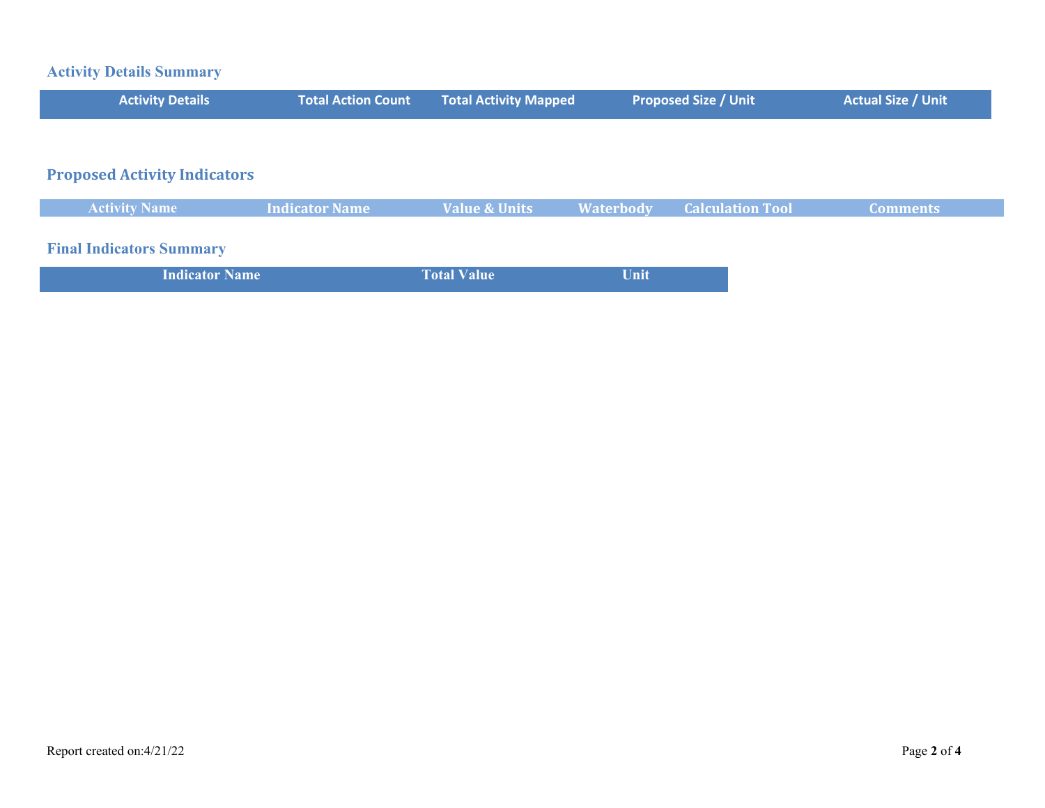## Activity Details Summary

| Activity Details | Total Action Count | Total Activity Mapped | Proposed Size / Unit | Actual Size / Unit |
| --- | --- | --- | --- | --- |

## Proposed Activity Indicators

| Activity Name | Indicator Name | Value & Units | Waterbody | Calculation Tool | Comments |
| --- | --- | --- | --- | --- | --- |

## Final Indicators Summary

| Indicator Name | Total Value | Unit |
| --- | --- | --- |

Report created on:4/21/22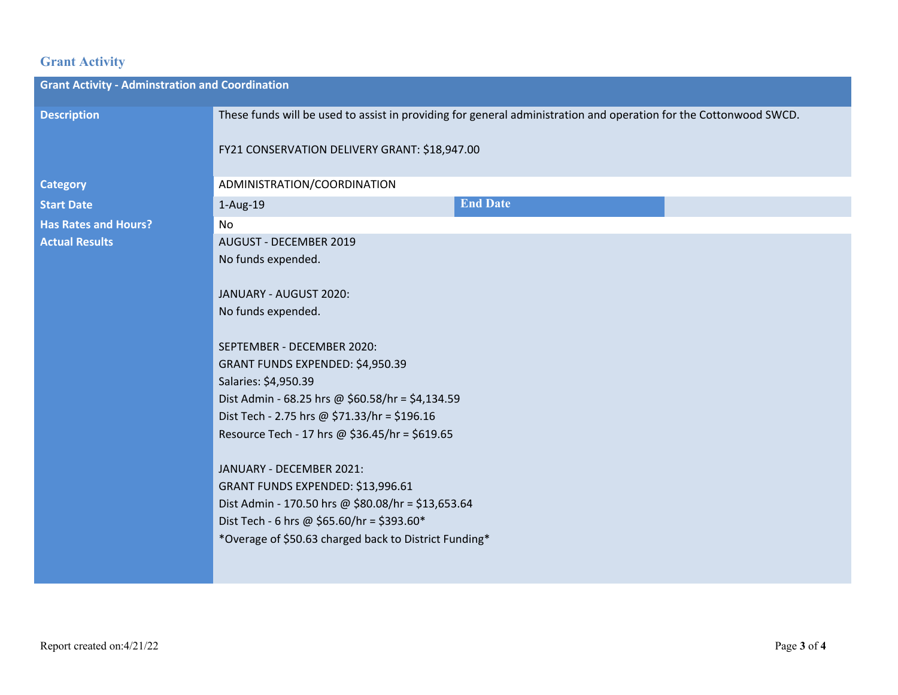## Grant Activity

| Grant Activity - Adminstration and Coordination | | | |
|---|---|---|---|
| **Description** | These funds will be used to assist in providing for general administration and operation for the Cottonwood SWCD.<br><br>FY21 CONSERVATION DELIVERY GRANT: $18,947.00 | | |
| **Category** | ADMINISTRATION/COORDINATION | | |
| **Start Date** | 1-Aug-19 | **End Date** | |
| **Has Rates and Hours?** | No | | |
| **Actual Results** | AUGUST - DECEMBER 2019<br>No funds expended.<br><br>JANUARY - AUGUST 2020:<br>No funds expended.<br><br>SEPTEMBER - DECEMBER 2020:<br>GRANT FUNDS EXPENDED: $4,950.39<br>Salaries: $4,950.39<br>Dist Admin - 68.25 hrs @ $60.58/hr = $4,134.59<br>Dist Tech - 2.75 hrs @ $71.33/hr = $196.16<br>Resource Tech - 17 hrs @ $36.45/hr = $619.65<br><br>JANUARY - DECEMBER 2021:<br>GRANT FUNDS EXPENDED: $13,996.61<br>Dist Admin - 170.50 hrs @ $80.08/hr = $13,653.64<br>Dist Tech - 6 hrs @ $65.60/hr = $393.60*<br>*Overage of $50.63 charged back to District Funding* | | |

Report created on:4/21/22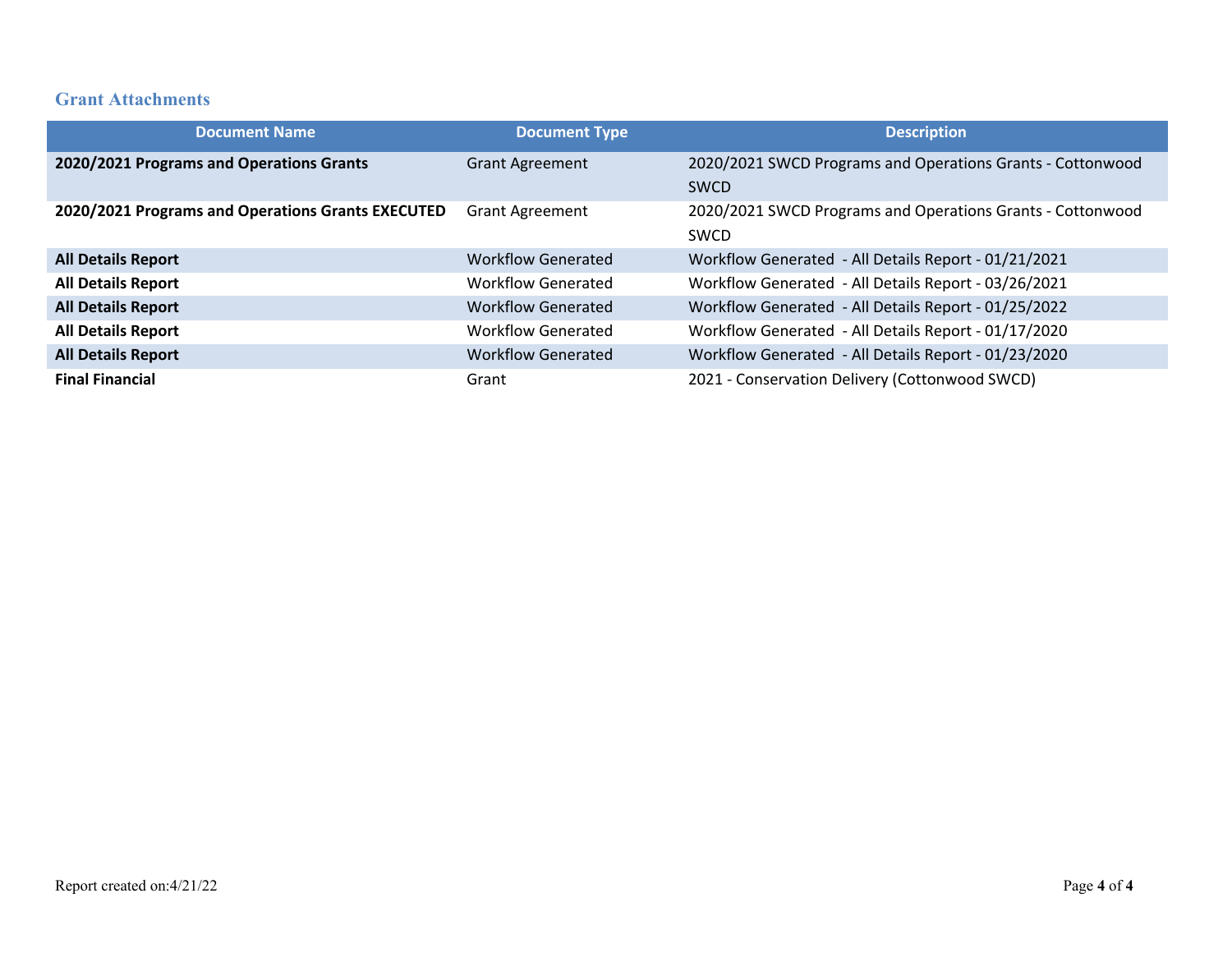### Grant Attachments

| Document Name | Document Type | Description |
|---|---|---|
| **2020/2021 Programs and Operations Grants** | Grant Agreement | 2020/2021 SWCD Programs and Operations Grants - Cottonwood SWCD |
| **2020/2021 Programs and Operations Grants EXECUTED** | Grant Agreement | 2020/2021 SWCD Programs and Operations Grants - Cottonwood SWCD |
| **All Details Report** | Workflow Generated | Workflow Generated - All Details Report - 01/21/2021 |
| **All Details Report** | Workflow Generated | Workflow Generated - All Details Report - 03/26/2021 |
| **All Details Report** | Workflow Generated | Workflow Generated - All Details Report - 01/25/2022 |
| **All Details Report** | Workflow Generated | Workflow Generated - All Details Report - 01/17/2020 |
| **All Details Report** | Workflow Generated | Workflow Generated - All Details Report - 01/23/2020 |
| **Final Financial** | Grant | 2021 - Conservation Delivery (Cottonwood SWCD) |

Report created on:4/21/22